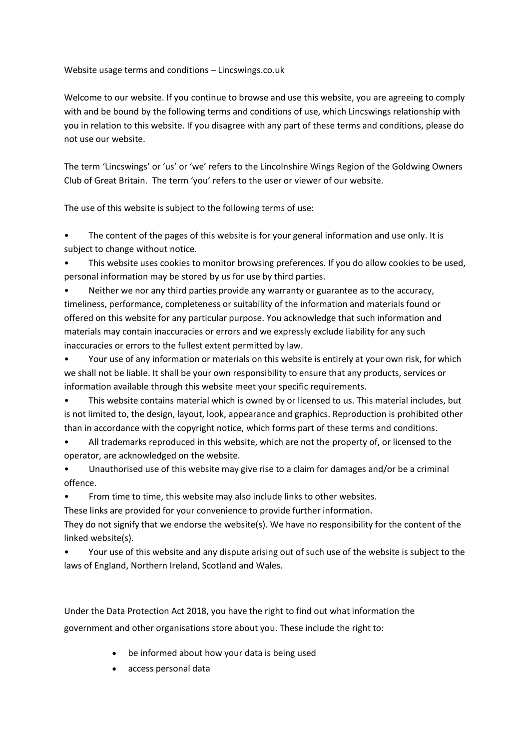Website usage terms and conditions – Lincswings.co.uk

Welcome to our website. If you continue to browse and use this website, you are agreeing to comply with and be bound by the following terms and conditions of use, which Lincswings relationship with you in relation to this website. If you disagree with any part of these terms and conditions, please do not use our website.

The term 'Lincswings' or 'us' or 'we' refers to the Lincolnshire Wings Region of the Goldwing Owners Club of Great Britain. The term 'you' refers to the user or viewer of our website.

The use of this website is subject to the following terms of use:

- The content of the pages of this website is for your general information and use only. It is subject to change without notice.
- This website uses cookies to monitor browsing preferences. If you do allow cookies to be used, personal information may be stored by us for use by third parties.
- Neither we nor any third parties provide any warranty or guarantee as to the accuracy, timeliness, performance, completeness or suitability of the information and materials found or offered on this website for any particular purpose. You acknowledge that such information and materials may contain inaccuracies or errors and we expressly exclude liability for any such inaccuracies or errors to the fullest extent permitted by law.
- Your use of any information or materials on this website is entirely at your own risk, for which we shall not be liable. It shall be your own responsibility to ensure that any products, services or information available through this website meet your specific requirements.
- This website contains material which is owned by or licensed to us. This material includes, but is not limited to, the design, layout, look, appearance and graphics. Reproduction is prohibited other than in accordance with the copyright notice, which forms part of these terms and conditions.
- All trademarks reproduced in this website, which are not the property of, or licensed to the operator, are acknowledged on the website.
- Unauthorised use of this website may give rise to a claim for damages and/or be a criminal offence.
- From time to time, this website may also include links to other websites.
These links are provided for your convenience to provide further information.
They do not signify that we endorse the website(s). We have no responsibility for the content of the linked website(s).
- Your use of this website and any dispute arising out of such use of the website is subject to the laws of England, Northern Ireland, Scotland and Wales.

Under the Data Protection Act 2018, you have the right to find out what information the government and other organisations store about you. These include the right to:

- be informed about how your data is being used
- access personal data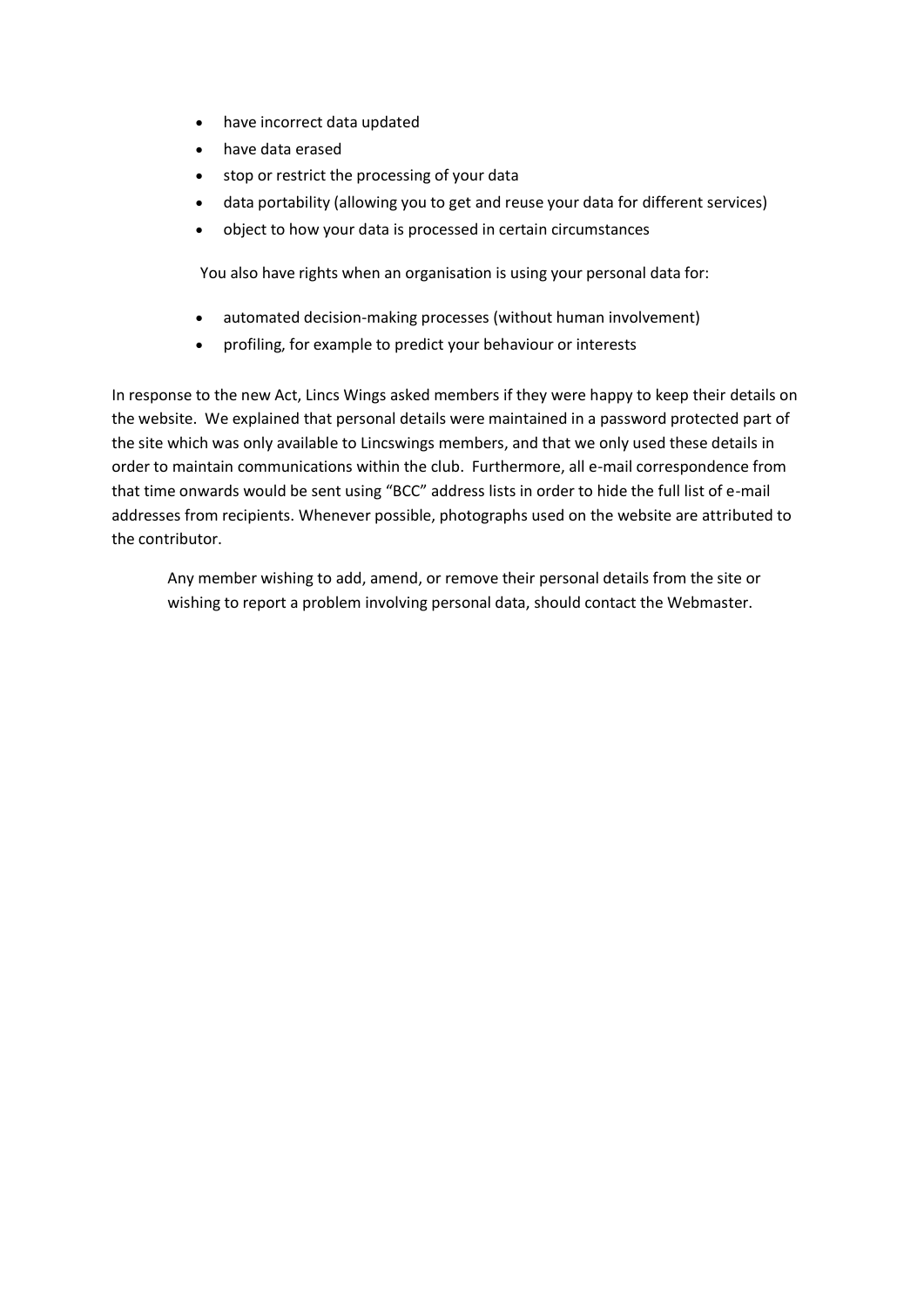- have incorrect data updated
- have data erased
- stop or restrict the processing of your data
- data portability (allowing you to get and reuse your data for different services)
- object to how your data is processed in certain circumstances

You also have rights when an organisation is using your personal data for:

- automated decision-making processes (without human involvement)
- profiling, for example to predict your behaviour or interests

In response to the new Act, Lincs Wings asked members if they were happy to keep their details on the website. We explained that personal details were maintained in a password protected part of the site which was only available to Lincswings members, and that we only used these details in order to maintain communications within the club. Furthermore, all e-mail correspondence from that time onwards would be sent using "BCC" address lists in order to hide the full list of e-mail addresses from recipients. Whenever possible, photographs used on the website are attributed to the contributor.

Any member wishing to add, amend, or remove their personal details from the site or wishing to report a problem involving personal data, should contact the Webmaster.